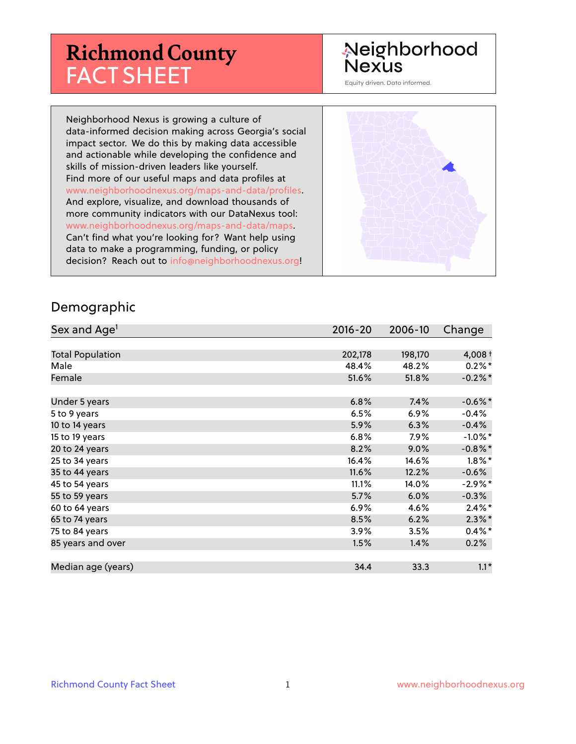# Richmond County FACT SHEET

Neighborhood Nexus

Equity driven. Data informed.

Neighborhood Nexus is growing a culture of data-informed decision making across Georgia's social impact sector. We do this by making data accessible and actionable while developing the confidence and skills of mission-driven leaders like yourself. Find more of our useful maps and data profiles at www.neighborhoodnexus.org/maps-and-data/profiles. And explore, visualize, and download thousands of more community indicators with our DataNexus tool: www.neighborhoodnexus.org/maps-and-data/maps. Can't find what you're looking for? Want help using data to make a programming, funding, or policy decision? Reach out to info@neighborhoodnexus.org!

## Demographic

| Sex and Age[1] | 2016-20 | 2006-10 | Change |
|---|---|---|---|
| Total Population | 202,178 | 198,170 | 4,008 † |
| Male | 48.4% | 48.2% | 0.2% * |
| Female | 51.6% | 51.8% | -0.2% * |
| Under 5 years | 6.8% | 7.4% | -0.6% * |
| 5 to 9 years | 6.5% | 6.9% | -0.4% |
| 10 to 14 years | 5.9% | 6.3% | -0.4% |
| 15 to 19 years | 6.8% | 7.9% | -1.0% * |
| 20 to 24 years | 8.2% | 9.0% | -0.8% * |
| 25 to 34 years | 16.4% | 14.6% | 1.8% * |
| 35 to 44 years | 11.6% | 12.2% | -0.6% |
| 45 to 54 years | 11.1% | 14.0% | -2.9% * |
| 55 to 59 years | 5.7% | 6.0% | -0.3% |
| 60 to 64 years | 6.9% | 4.6% | 2.4% * |
| 65 to 74 years | 8.5% | 6.2% | 2.3% * |
| 75 to 84 years | 3.9% | 3.5% | 0.4% * |
| 85 years and over | 1.5% | 1.4% | 0.2% |
| Median age (years) | 34.4 | 33.3 | 1.1 * |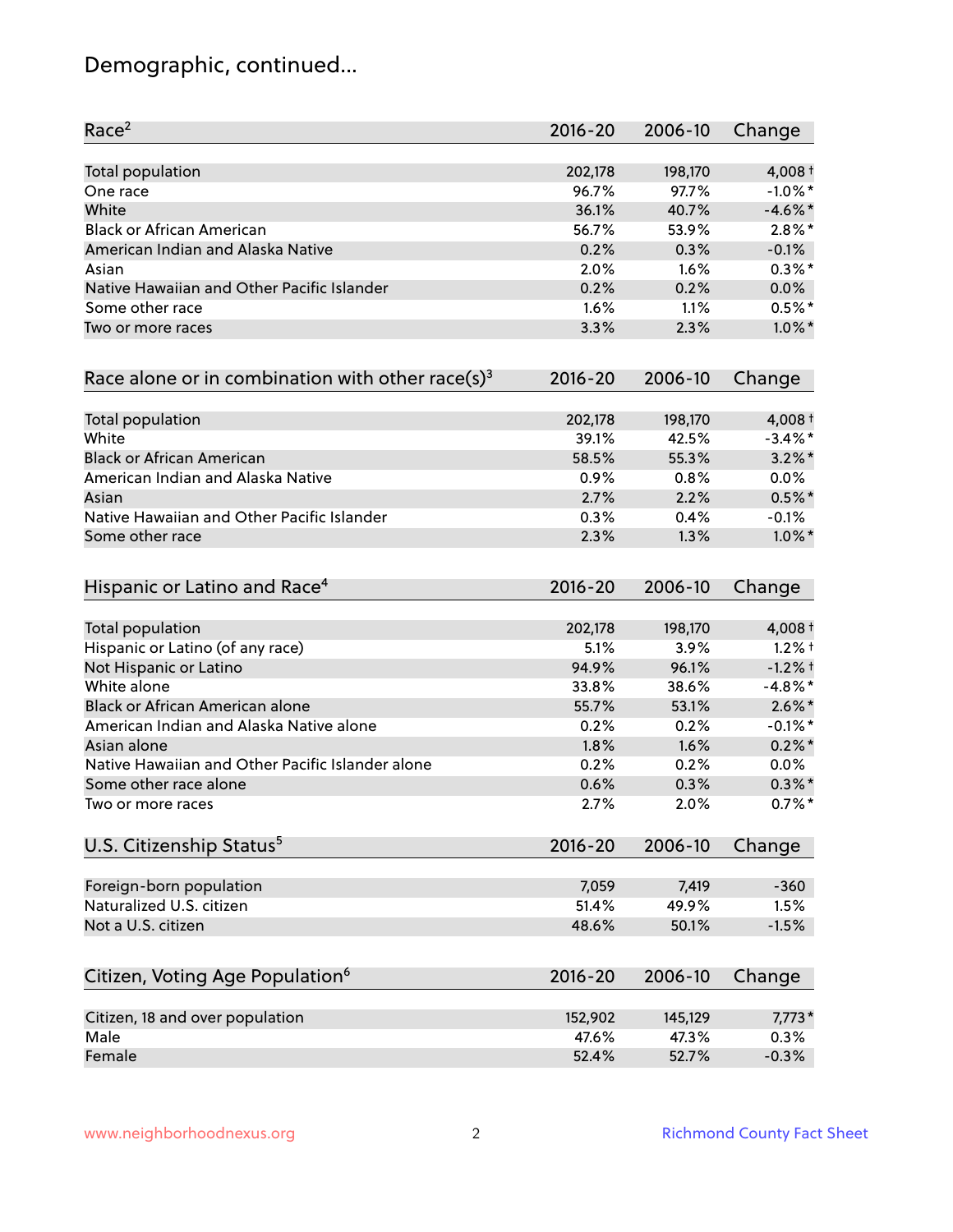# Demographic, continued...

| Race[2] | 2016-20 | 2006-10 | Change |
|---|---|---|---|
| Total population | 202,178 | 198,170 | 4,008 † |
| One race | 96.7% | 97.7% | -1.0% * |
| White | 36.1% | 40.7% | -4.6% * |
| Black or African American | 56.7% | 53.9% | 2.8% * |
| American Indian and Alaska Native | 0.2% | 0.3% | -0.1% |
| Asian | 2.0% | 1.6% | 0.3% * |
| Native Hawaiian and Other Pacific Islander | 0.2% | 0.2% | 0.0% |
| Some other race | 1.6% | 1.1% | 0.5% * |
| Two or more races | 3.3% | 2.3% | 1.0% * |

| Race alone or in combination with other race(s)[3] | 2016-20 | 2006-10 | Change |
|---|---|---|---|
| Total population | 202,178 | 198,170 | 4,008 † |
| White | 39.1% | 42.5% | -3.4% * |
| Black or African American | 58.5% | 55.3% | 3.2% * |
| American Indian and Alaska Native | 0.9% | 0.8% | 0.0% |
| Asian | 2.7% | 2.2% | 0.5% * |
| Native Hawaiian and Other Pacific Islander | 0.3% | 0.4% | -0.1% |
| Some other race | 2.3% | 1.3% | 1.0% * |

| Hispanic or Latino and Race[4] | 2016-20 | 2006-10 | Change |
|---|---|---|---|
| Total population | 202,178 | 198,170 | 4,008 † |
| Hispanic or Latino (of any race) | 5.1% | 3.9% | 1.2% † |
| Not Hispanic or Latino | 94.9% | 96.1% | -1.2% † |
| White alone | 33.8% | 38.6% | -4.8% * |
| Black or African American alone | 55.7% | 53.1% | 2.6% * |
| American Indian and Alaska Native alone | 0.2% | 0.2% | -0.1% * |
| Asian alone | 1.8% | 1.6% | 0.2% * |
| Native Hawaiian and Other Pacific Islander alone | 0.2% | 0.2% | 0.0% |
| Some other race alone | 0.6% | 0.3% | 0.3% * |
| Two or more races | 2.7% | 2.0% | 0.7% * |

| U.S. Citizenship Status[5] | 2016-20 | 2006-10 | Change |
|---|---|---|---|
| Foreign-born population | 7,059 | 7,419 | -360 |
| Naturalized U.S. citizen | 51.4% | 49.9% | 1.5% |
| Not a U.S. citizen | 48.6% | 50.1% | -1.5% |

| Citizen, Voting Age Population[6] | 2016-20 | 2006-10 | Change |
|---|---|---|---|
| Citizen, 18 and over population | 152,902 | 145,129 | 7,773 * |
| Male | 47.6% | 47.3% | 0.3% |
| Female | 52.4% | 52.7% | -0.3% |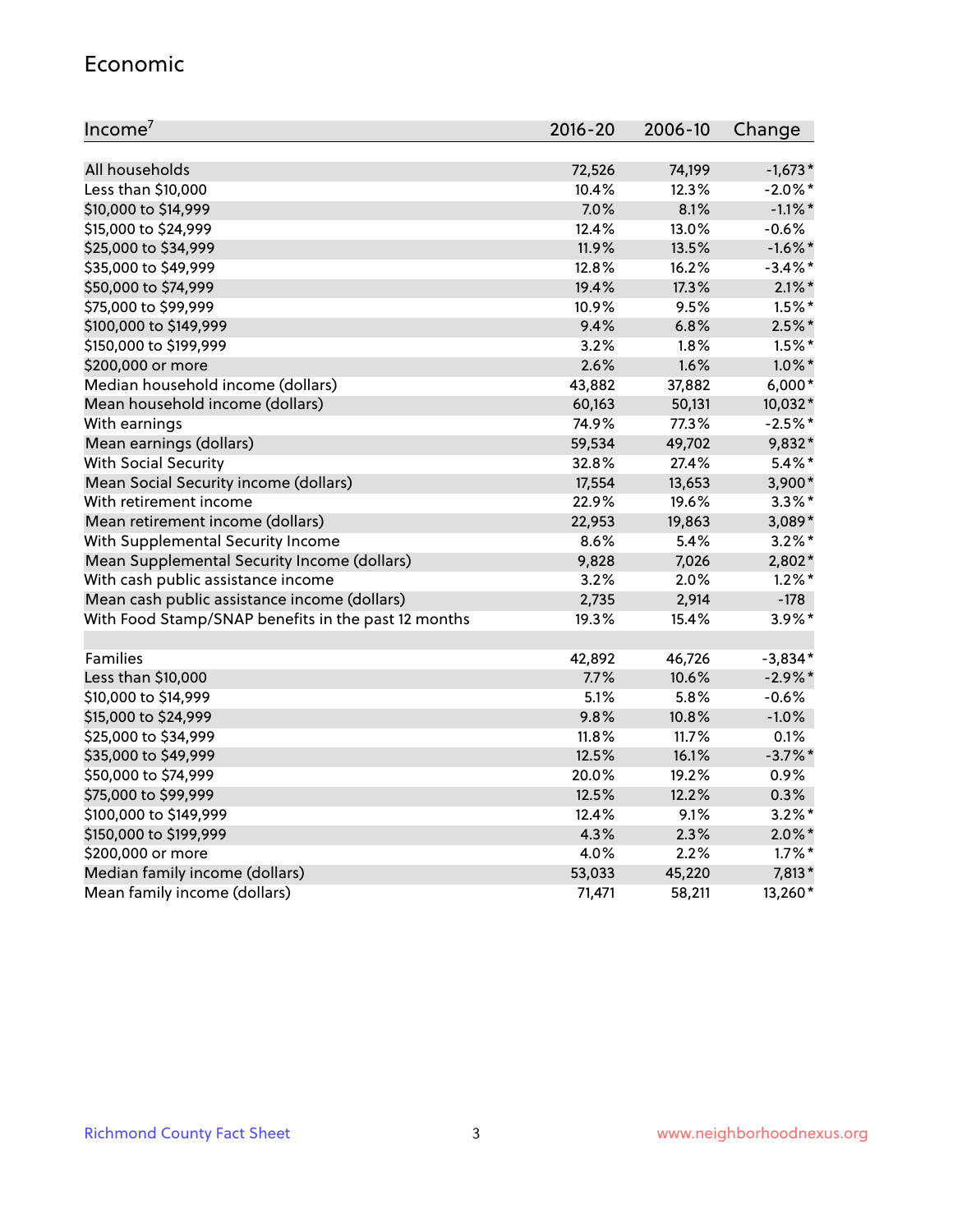## Economic

| Income[7] | 2016-20 | 2006-10 | Change |
|---|---|---|---|
| All households | 72,526 | 74,199 | -1,673* |
| Less than $10,000 | 10.4% | 12.3% | -2.0%* |
| $10,000 to $14,999 | 7.0% | 8.1% | -1.1%* |
| $15,000 to $24,999 | 12.4% | 13.0% | -0.6% |
| $25,000 to $34,999 | 11.9% | 13.5% | -1.6%* |
| $35,000 to $49,999 | 12.8% | 16.2% | -3.4%* |
| $50,000 to $74,999 | 19.4% | 17.3% | 2.1%* |
| $75,000 to $99,999 | 10.9% | 9.5% | 1.5%* |
| $100,000 to $149,999 | 9.4% | 6.8% | 2.5%* |
| $150,000 to $199,999 | 3.2% | 1.8% | 1.5%* |
| $200,000 or more | 2.6% | 1.6% | 1.0%* |
| Median household income (dollars) | 43,882 | 37,882 | 6,000* |
| Mean household income (dollars) | 60,163 | 50,131 | 10,032* |
| With earnings | 74.9% | 77.3% | -2.5%* |
| Mean earnings (dollars) | 59,534 | 49,702 | 9,832* |
| With Social Security | 32.8% | 27.4% | 5.4%* |
| Mean Social Security income (dollars) | 17,554 | 13,653 | 3,900* |
| With retirement income | 22.9% | 19.6% | 3.3%* |
| Mean retirement income (dollars) | 22,953 | 19,863 | 3,089* |
| With Supplemental Security Income | 8.6% | 5.4% | 3.2%* |
| Mean Supplemental Security Income (dollars) | 9,828 | 7,026 | 2,802* |
| With cash public assistance income | 3.2% | 2.0% | 1.2%* |
| Mean cash public assistance income (dollars) | 2,735 | 2,914 | -178 |
| With Food Stamp/SNAP benefits in the past 12 months | 19.3% | 15.4% | 3.9%* |
| | | | |
| Families | 42,892 | 46,726 | -3,834* |
| Less than $10,000 | 7.7% | 10.6% | -2.9%* |
| $10,000 to $14,999 | 5.1% | 5.8% | -0.6% |
| $15,000 to $24,999 | 9.8% | 10.8% | -1.0% |
| $25,000 to $34,999 | 11.8% | 11.7% | 0.1% |
| $35,000 to $49,999 | 12.5% | 16.1% | -3.7%* |
| $50,000 to $74,999 | 20.0% | 19.2% | 0.9% |
| $75,000 to $99,999 | 12.5% | 12.2% | 0.3% |
| $100,000 to $149,999 | 12.4% | 9.1% | 3.2%* |
| $150,000 to $199,999 | 4.3% | 2.3% | 2.0%* |
| $200,000 or more | 4.0% | 2.2% | 1.7%* |
| Median family income (dollars) | 53,033 | 45,220 | 7,813* |
| Mean family income (dollars) | 71,471 | 58,211 | 13,260* |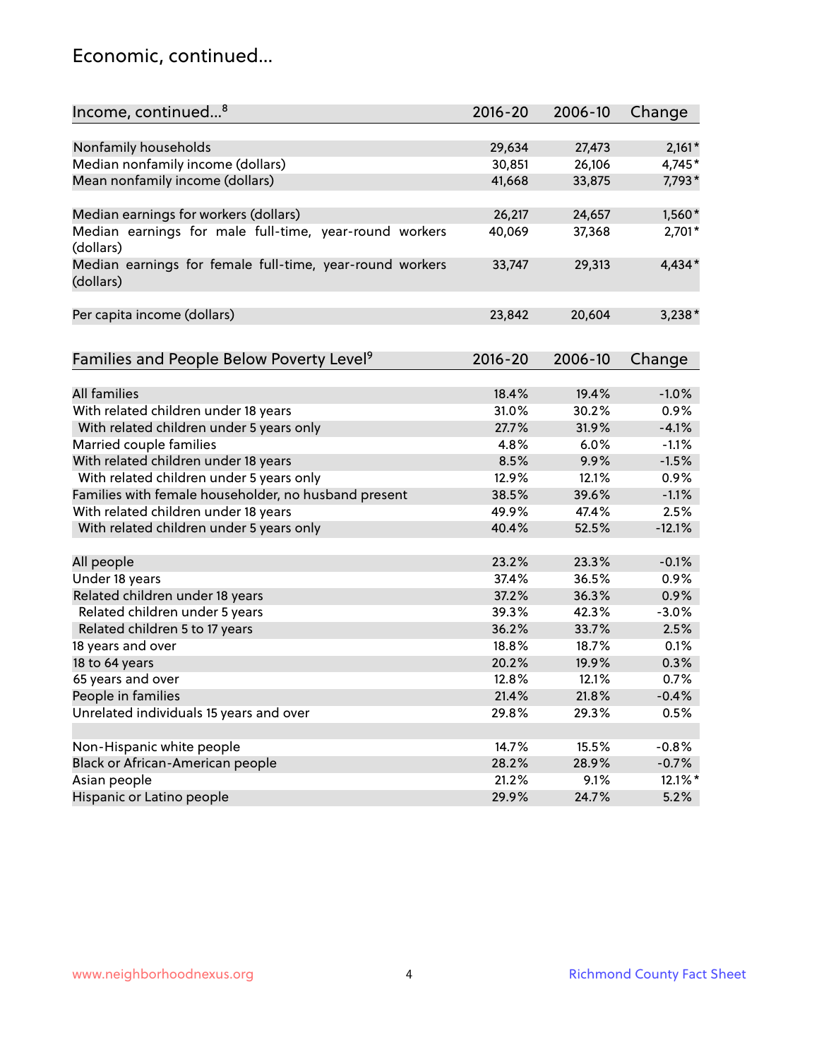## Economic, continued...

| Income, continued...[8] | 2016-20 | 2006-10 | Change |
|---|---|---|---|
| Nonfamily households | 29,634 | 27,473 | 2,161* |
| Median nonfamily income (dollars) | 30,851 | 26,106 | 4,745* |
| Mean nonfamily income (dollars) | 41,668 | 33,875 | 7,793* |
| Median earnings for workers (dollars) | 26,217 | 24,657 | 1,560* |
| Median earnings for male full-time, year-round workers (dollars) | 40,069 | 37,368 | 2,701* |
| Median earnings for female full-time, year-round workers (dollars) | 33,747 | 29,313 | 4,434* |
| Per capita income (dollars) | 23,842 | 20,604 | 3,238* |

| Families and People Below Poverty Level[9] | 2016-20 | 2006-10 | Change |
|---|---|---|---|
| All families | 18.4% | 19.4% | -1.0% |
| With related children under 18 years | 31.0% | 30.2% | 0.9% |
| With related children under 5 years only | 27.7% | 31.9% | -4.1% |
| Married couple families | 4.8% | 6.0% | -1.1% |
| With related children under 18 years | 8.5% | 9.9% | -1.5% |
| With related children under 5 years only | 12.9% | 12.1% | 0.9% |
| Families with female householder, no husband present | 38.5% | 39.6% | -1.1% |
| With related children under 18 years | 49.9% | 47.4% | 2.5% |
| With related children under 5 years only | 40.4% | 52.5% | -12.1% |
| All people | 23.2% | 23.3% | -0.1% |
| Under 18 years | 37.4% | 36.5% | 0.9% |
| Related children under 18 years | 37.2% | 36.3% | 0.9% |
| Related children under 5 years | 39.3% | 42.3% | -3.0% |
| Related children 5 to 17 years | 36.2% | 33.7% | 2.5% |
| 18 years and over | 18.8% | 18.7% | 0.1% |
| 18 to 64 years | 20.2% | 19.9% | 0.3% |
| 65 years and over | 12.8% | 12.1% | 0.7% |
| People in families | 21.4% | 21.8% | -0.4% |
| Unrelated individuals 15 years and over | 29.8% | 29.3% | 0.5% |
| Non-Hispanic white people | 14.7% | 15.5% | -0.8% |
| Black or African-American people | 28.2% | 28.9% | -0.7% |
| Asian people | 21.2% | 9.1% | 12.1%* |
| Hispanic or Latino people | 29.9% | 24.7% | 5.2% |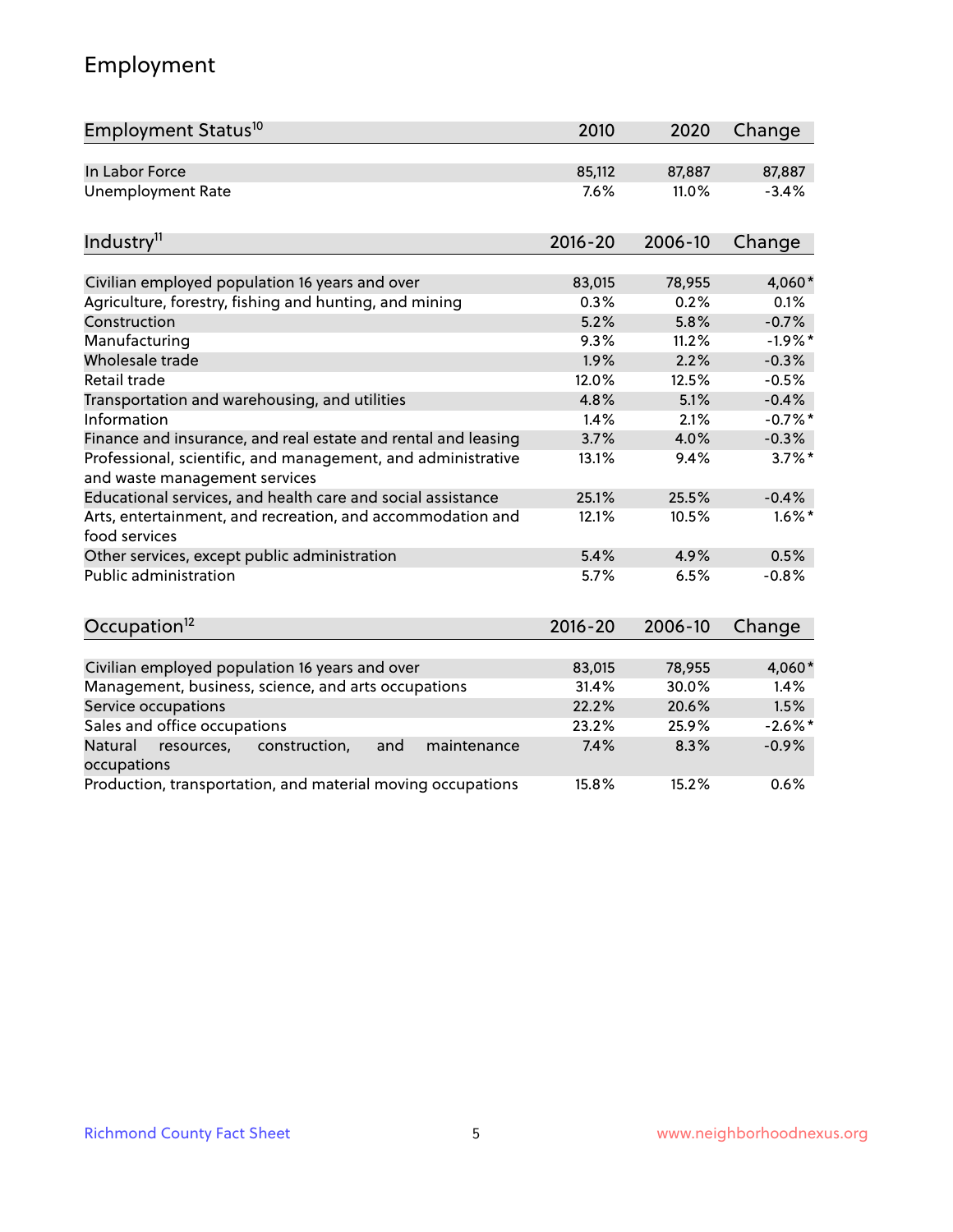# Employment

| Employment Status[10] | 2010 | 2020 | Change |
|---|---|---|---|
| In Labor Force | 85,112 | 87,887 | 87,887 |
| Unemployment Rate | 7.6% | 11.0% | -3.4% |

| Industry[11] | 2016-20 | 2006-10 | Change |
|---|---|---|---|
| Civilian employed population 16 years and over | 83,015 | 78,955 | 4,060* |
| Agriculture, forestry, fishing and hunting, and mining | 0.3% | 0.2% | 0.1% |
| Construction | 5.2% | 5.8% | -0.7% |
| Manufacturing | 9.3% | 11.2% | -1.9%* |
| Wholesale trade | 1.9% | 2.2% | -0.3% |
| Retail trade | 12.0% | 12.5% | -0.5% |
| Transportation and warehousing, and utilities | 4.8% | 5.1% | -0.4% |
| Information | 1.4% | 2.1% | -0.7%* |
| Finance and insurance, and real estate and rental and leasing | 3.7% | 4.0% | -0.3% |
| Professional, scientific, and management, and administrative and waste management services | 13.1% | 9.4% | 3.7%* |
| Educational services, and health care and social assistance | 25.1% | 25.5% | -0.4% |
| Arts, entertainment, and recreation, and accommodation and food services | 12.1% | 10.5% | 1.6%* |
| Other services, except public administration | 5.4% | 4.9% | 0.5% |
| Public administration | 5.7% | 6.5% | -0.8% |

| Occupation[12] | 2016-20 | 2006-10 | Change |
|---|---|---|---|
| Civilian employed population 16 years and over | 83,015 | 78,955 | 4,060* |
| Management, business, science, and arts occupations | 31.4% | 30.0% | 1.4% |
| Service occupations | 22.2% | 20.6% | 1.5% |
| Sales and office occupations | 23.2% | 25.9% | -2.6%* |
| Natural resources, construction, and maintenance occupations | 7.4% | 8.3% | -0.9% |
| Production, transportation, and material moving occupations | 15.8% | 15.2% | 0.6% |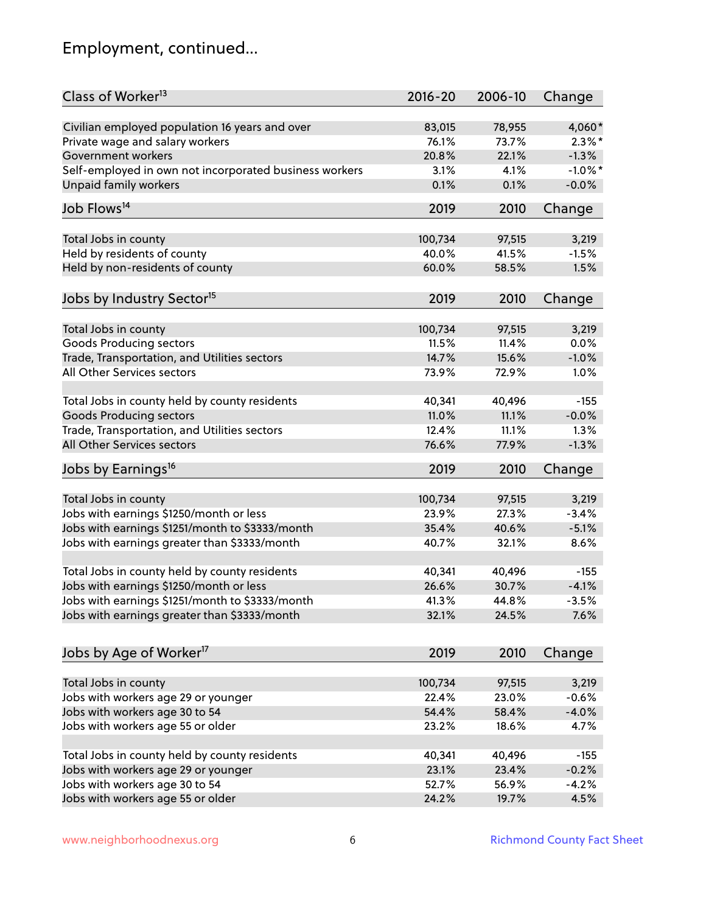# Employment, continued...

| Class of Worker[13] | 2016-20 | 2006-10 | Change |
|---|---|---|---|
| Civilian employed population 16 years and over | 83,015 | 78,955 | 4,060* |
| Private wage and salary workers | 76.1% | 73.7% | 2.3%* |
| Government workers | 20.8% | 22.1% | -1.3% |
| Self-employed in own not incorporated business workers | 3.1% | 4.1% | -1.0%* |
| Unpaid family workers | 0.1% | 0.1% | -0.0% |

| Job Flows[14] | 2019 | 2010 | Change |
|---|---|---|---|
| Total Jobs in county | 100,734 | 97,515 | 3,219 |
| Held by residents of county | 40.0% | 41.5% | -1.5% |
| Held by non-residents of county | 60.0% | 58.5% | 1.5% |

| Jobs by Industry Sector[15] | 2019 | 2010 | Change |
|---|---|---|---|
| Total Jobs in county | 100,734 | 97,515 | 3,219 |
| Goods Producing sectors | 11.5% | 11.4% | 0.0% |
| Trade, Transportation, and Utilities sectors | 14.7% | 15.6% | -1.0% |
| All Other Services sectors | 73.9% | 72.9% | 1.0% |
| | | | |
| Total Jobs in county held by county residents | 40,341 | 40,496 | -155 |
| Goods Producing sectors | 11.0% | 11.1% | -0.0% |
| Trade, Transportation, and Utilities sectors | 12.4% | 11.1% | 1.3% |
| All Other Services sectors | 76.6% | 77.9% | -1.3% |

| Jobs by Earnings[16] | 2019 | 2010 | Change |
|---|---|---|---|
| Total Jobs in county | 100,734 | 97,515 | 3,219 |
| Jobs with earnings $1250/month or less | 23.9% | 27.3% | -3.4% |
| Jobs with earnings $1251/month to $3333/month | 35.4% | 40.6% | -5.1% |
| Jobs with earnings greater than $3333/month | 40.7% | 32.1% | 8.6% |
| | | | |
| Total Jobs in county held by county residents | 40,341 | 40,496 | -155 |
| Jobs with earnings $1250/month or less | 26.6% | 30.7% | -4.1% |
| Jobs with earnings $1251/month to $3333/month | 41.3% | 44.8% | -3.5% |
| Jobs with earnings greater than $3333/month | 32.1% | 24.5% | 7.6% |

| Jobs by Age of Worker[17] | 2019 | 2010 | Change |
|---|---|---|---|
| Total Jobs in county | 100,734 | 97,515 | 3,219 |
| Jobs with workers age 29 or younger | 22.4% | 23.0% | -0.6% |
| Jobs with workers age 30 to 54 | 54.4% | 58.4% | -4.0% |
| Jobs with workers age 55 or older | 23.2% | 18.6% | 4.7% |
| | | | |
| Total Jobs in county held by county residents | 40,341 | 40,496 | -155 |
| Jobs with workers age 29 or younger | 23.1% | 23.4% | -0.2% |
| Jobs with workers age 30 to 54 | 52.7% | 56.9% | -4.2% |
| Jobs with workers age 55 or older | 24.2% | 19.7% | 4.5% |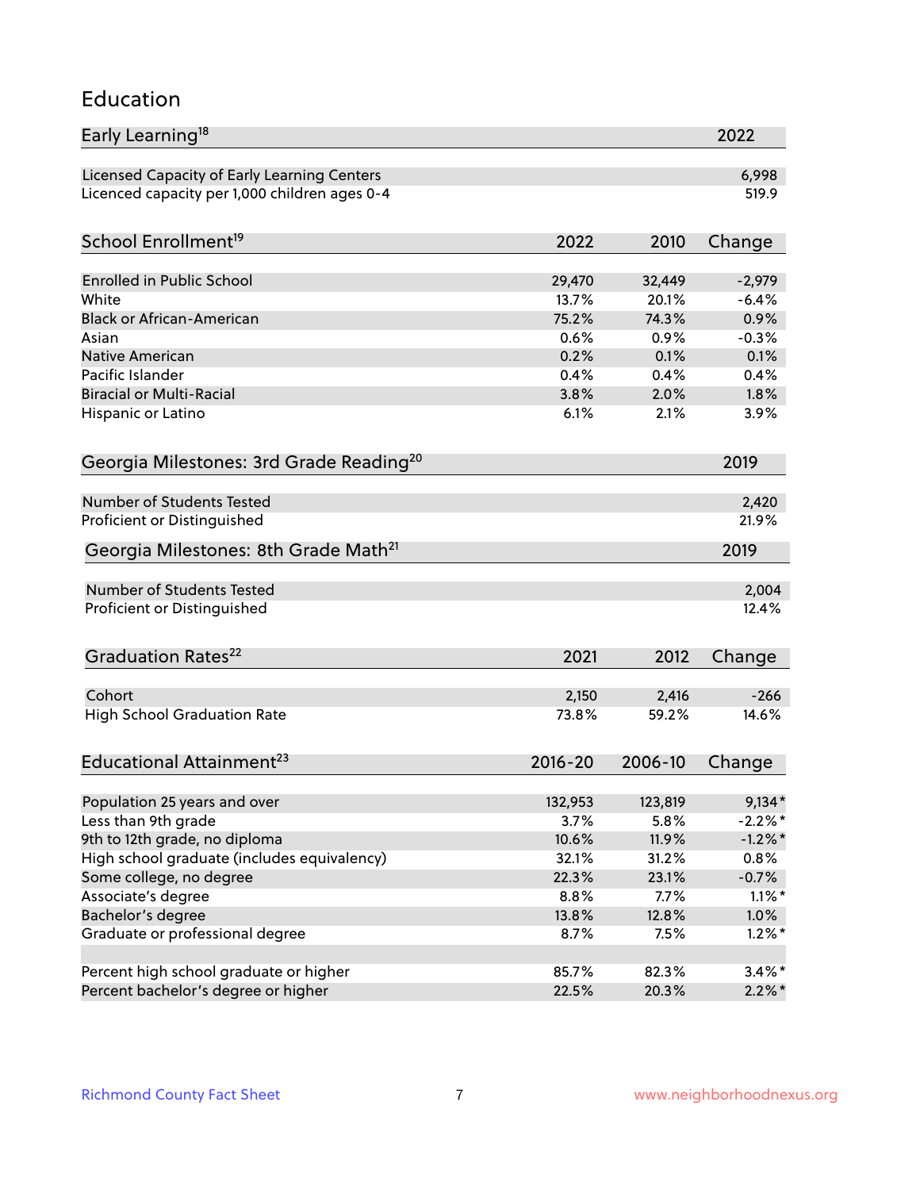# Education

| Early Learning[18] | 2022 |
|---|---|
| Licensed Capacity of Early Learning Centers | 6,998 |
| Licenced capacity per 1,000 children ages 0-4 | 519.9 |

| School Enrollment[19] | 2022 | 2010 | Change |
|---|---|---|---|
| Enrolled in Public School | 29,470 | 32,449 | -2,979 |
| White | 13.7% | 20.1% | -6.4% |
| Black or African-American | 75.2% | 74.3% | 0.9% |
| Asian | 0.6% | 0.9% | -0.3% |
| Native American | 0.2% | 0.1% | 0.1% |
| Pacific Islander | 0.4% | 0.4% | 0.4% |
| Biracial or Multi-Racial | 3.8% | 2.0% | 1.8% |
| Hispanic or Latino | 6.1% | 2.1% | 3.9% |

| Georgia Milestones: 3rd Grade Reading[20] | 2019 |
|---|---|
| Number of Students Tested | 2,420 |
| Proficient or Distinguished | 21.9% |

| Georgia Milestones: 8th Grade Math[21] | 2019 |
|---|---|
| Number of Students Tested | 2,004 |
| Proficient or Distinguished | 12.4% |

| Graduation Rates[22] | 2021 | 2012 | Change |
|---|---|---|---|
| Cohort | 2,150 | 2,416 | -266 |
| High School Graduation Rate | 73.8% | 59.2% | 14.6% |

| Educational Attainment[23] | 2016-20 | 2006-10 | Change |
|---|---|---|---|
| Population 25 years and over | 132,953 | 123,819 | 9,134* |
| Less than 9th grade | 3.7% | 5.8% | -2.2%* |
| 9th to 12th grade, no diploma | 10.6% | 11.9% | -1.2%* |
| High school graduate (includes equivalency) | 32.1% | 31.2% | 0.8% |
| Some college, no degree | 22.3% | 23.1% | -0.7% |
| Associate's degree | 8.8% | 7.7% | 1.1%* |
| Bachelor's degree | 13.8% | 12.8% | 1.0% |
| Graduate or professional degree | 8.7% | 7.5% | 1.2%* |
| | | | |
| Percent high school graduate or higher | 85.7% | 82.3% | 3.4%* |
| Percent bachelor's degree or higher | 22.5% | 20.3% | 2.2%* |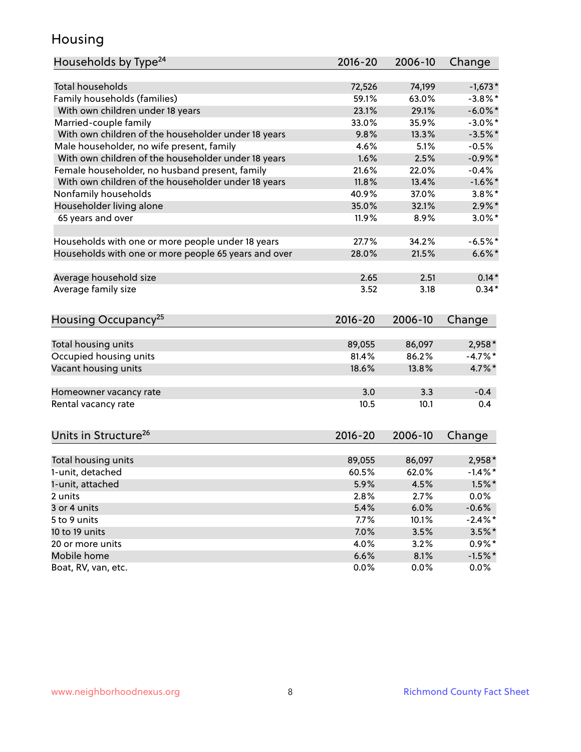# Housing

| Households by Type[24] | 2016-20 | 2006-10 | Change |
|---|---|---|---|
| Total households | 72,526 | 74,199 | -1,673* |
| Family households (families) | 59.1% | 63.0% | -3.8%* |
| With own children under 18 years | 23.1% | 29.1% | -6.0%* |
| Married-couple family | 33.0% | 35.9% | -3.0%* |
| With own children of the householder under 18 years | 9.8% | 13.3% | -3.5%* |
| Male householder, no wife present, family | 4.6% | 5.1% | -0.5% |
| With own children of the householder under 18 years | 1.6% | 2.5% | -0.9%* |
| Female householder, no husband present, family | 21.6% | 22.0% | -0.4% |
| With own children of the householder under 18 years | 11.8% | 13.4% | -1.6%* |
| Nonfamily households | 40.9% | 37.0% | 3.8%* |
| Householder living alone | 35.0% | 32.1% | 2.9%* |
| 65 years and over | 11.9% | 8.9% | 3.0%* |
| | | | |
| Households with one or more people under 18 years | 27.7% | 34.2% | -6.5%* |
| Households with one or more people 65 years and over | 28.0% | 21.5% | 6.6%* |
| | | | |
| Average household size | 2.65 | 2.51 | 0.14* |
| Average family size | 3.52 | 3.18 | 0.34* |

| Housing Occupancy[25] | 2016-20 | 2006-10 | Change |
|---|---|---|---|
| Total housing units | 89,055 | 86,097 | 2,958* |
| Occupied housing units | 81.4% | 86.2% | -4.7%* |
| Vacant housing units | 18.6% | 13.8% | 4.7%* |
| | | | |
| Homeowner vacancy rate | 3.0 | 3.3 | -0.4 |
| Rental vacancy rate | 10.5 | 10.1 | 0.4 |

| Units in Structure[26] | 2016-20 | 2006-10 | Change |
|---|---|---|---|
| Total housing units | 89,055 | 86,097 | 2,958* |
| 1-unit, detached | 60.5% | 62.0% | -1.4%* |
| 1-unit, attached | 5.9% | 4.5% | 1.5%* |
| 2 units | 2.8% | 2.7% | 0.0% |
| 3 or 4 units | 5.4% | 6.0% | -0.6% |
| 5 to 9 units | 7.7% | 10.1% | -2.4%* |
| 10 to 19 units | 7.0% | 3.5% | 3.5%* |
| 20 or more units | 4.0% | 3.2% | 0.9%* |
| Mobile home | 6.6% | 8.1% | -1.5%* |
| Boat, RV, van, etc. | 0.0% | 0.0% | 0.0% |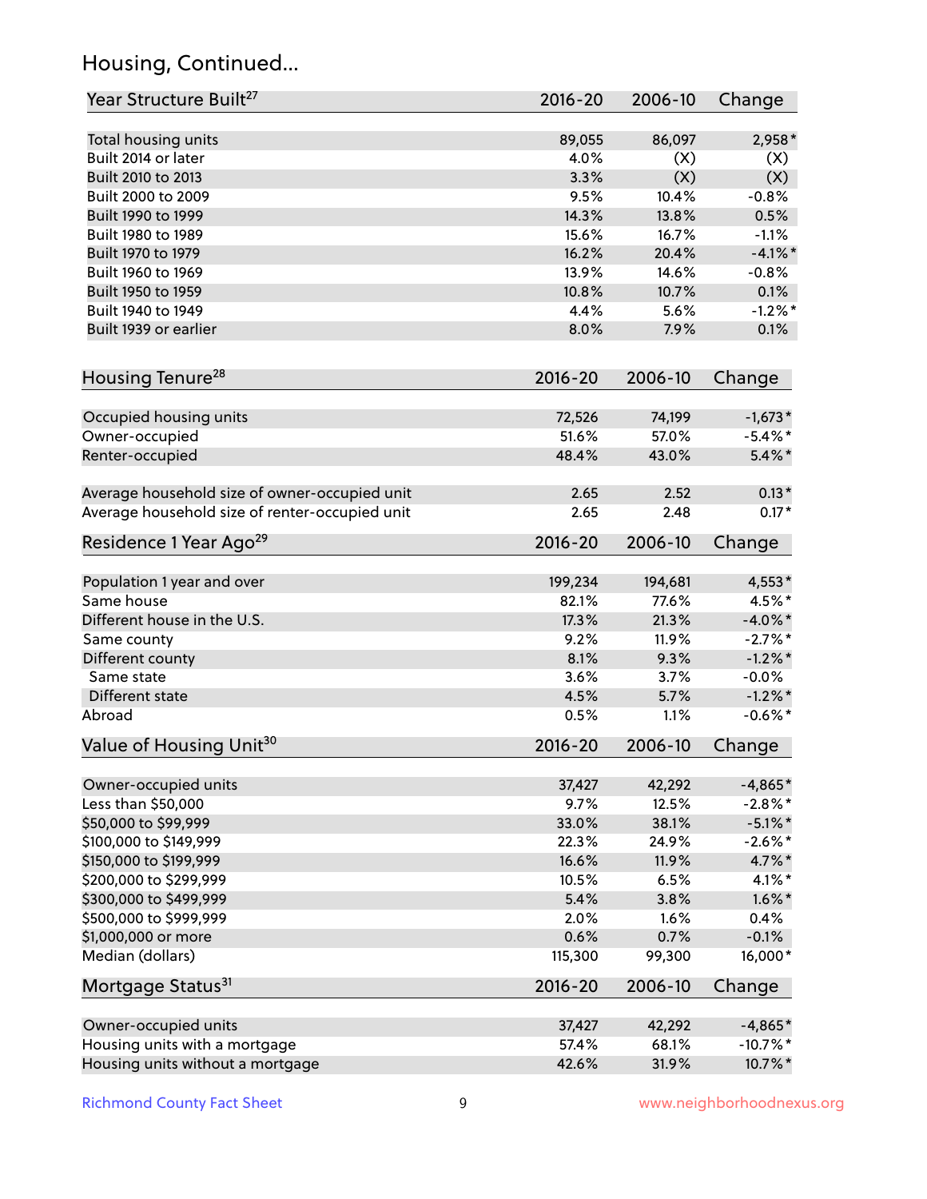## Housing, Continued...

| Year Structure Built[27] | 2016-20 | 2006-10 | Change |
|---|---|---|---|
| Total housing units | 89,055 | 86,097 | 2,958* |
| Built 2014 or later | 4.0% | (X) | (X) |
| Built 2010 to 2013 | 3.3% | (X) | (X) |
| Built 2000 to 2009 | 9.5% | 10.4% | -0.8% |
| Built 1990 to 1999 | 14.3% | 13.8% | 0.5% |
| Built 1980 to 1989 | 15.6% | 16.7% | -1.1% |
| Built 1970 to 1979 | 16.2% | 20.4% | -4.1%* |
| Built 1960 to 1969 | 13.9% | 14.6% | -0.8% |
| Built 1950 to 1959 | 10.8% | 10.7% | 0.1% |
| Built 1940 to 1949 | 4.4% | 5.6% | -1.2%* |
| Built 1939 or earlier | 8.0% | 7.9% | 0.1% |

| Housing Tenure[28] | 2016-20 | 2006-10 | Change |
|---|---|---|---|
| Occupied housing units | 72,526 | 74,199 | -1,673* |
| Owner-occupied | 51.6% | 57.0% | -5.4%* |
| Renter-occupied | 48.4% | 43.0% | 5.4%* |
| Average household size of owner-occupied unit | 2.65 | 2.52 | 0.13* |
| Average household size of renter-occupied unit | 2.65 | 2.48 | 0.17* |

| Residence 1 Year Ago[29] | 2016-20 | 2006-10 | Change |
|---|---|---|---|
| Population 1 year and over | 199,234 | 194,681 | 4,553* |
| Same house | 82.1% | 77.6% | 4.5%* |
| Different house in the U.S. | 17.3% | 21.3% | -4.0%* |
| Same county | 9.2% | 11.9% | -2.7%* |
| Different county | 8.1% | 9.3% | -1.2%* |
| Same state | 3.6% | 3.7% | -0.0% |
| Different state | 4.5% | 5.7% | -1.2%* |
| Abroad | 0.5% | 1.1% | -0.6%* |

| Value of Housing Unit[30] | 2016-20 | 2006-10 | Change |
|---|---|---|---|
| Owner-occupied units | 37,427 | 42,292 | -4,865* |
| Less than $50,000 | 9.7% | 12.5% | -2.8%* |
| $50,000 to $99,999 | 33.0% | 38.1% | -5.1%* |
| $100,000 to $149,999 | 22.3% | 24.9% | -2.6%* |
| $150,000 to $199,999 | 16.6% | 11.9% | 4.7%* |
| $200,000 to $299,999 | 10.5% | 6.5% | 4.1%* |
| $300,000 to $499,999 | 5.4% | 3.8% | 1.6%* |
| $500,000 to $999,999 | 2.0% | 1.6% | 0.4% |
| $1,000,000 or more | 0.6% | 0.7% | -0.1% |
| Median (dollars) | 115,300 | 99,300 | 16,000* |

| Mortgage Status[31] | 2016-20 | 2006-10 | Change |
|---|---|---|---|
| Owner-occupied units | 37,427 | 42,292 | -4,865* |
| Housing units with a mortgage | 57.4% | 68.1% | -10.7%* |
| Housing units without a mortgage | 42.6% | 31.9% | 10.7%* |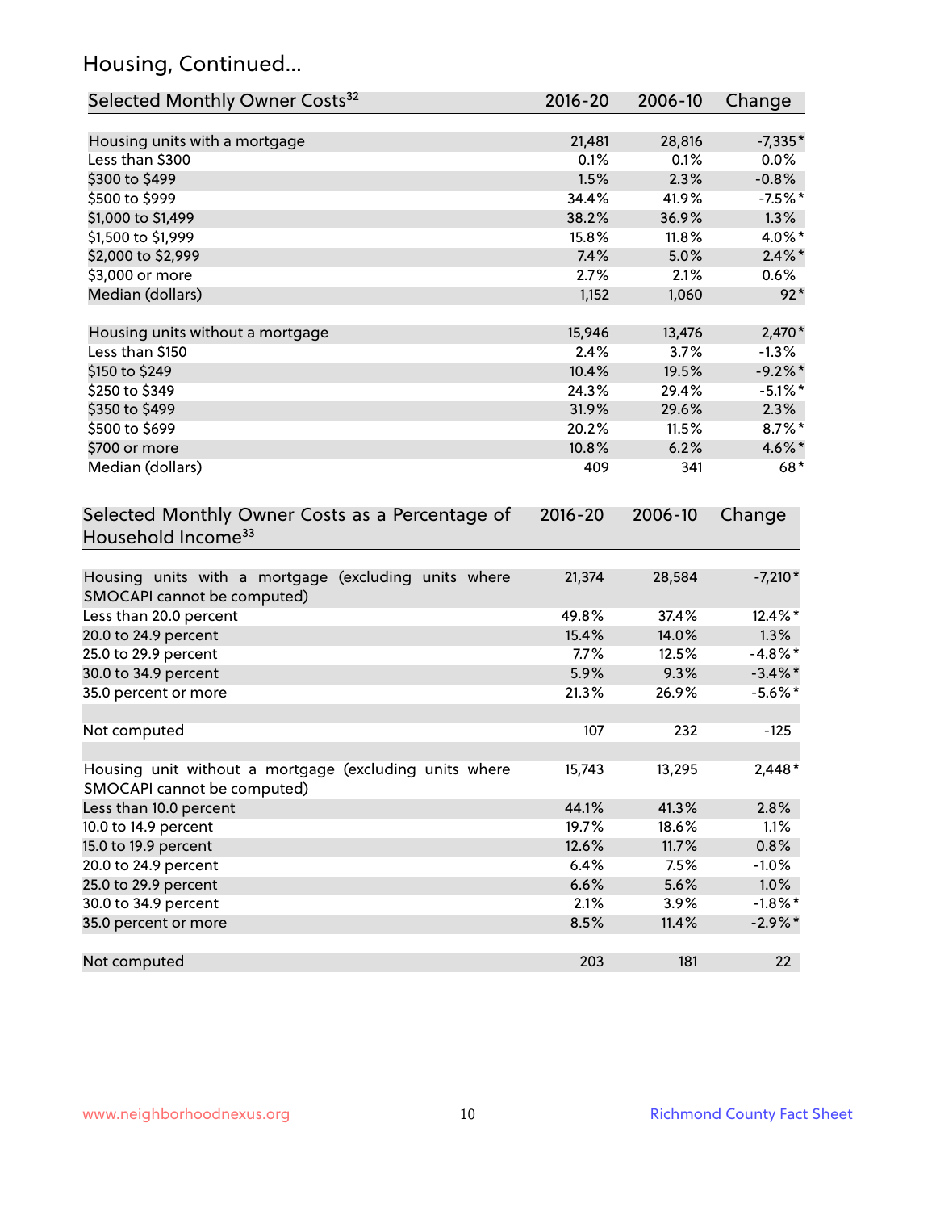## Housing, Continued...

| Selected Monthly Owner Costs[32] | 2016-20 | 2006-10 | Change |
|---|---|---|---|
| Housing units with a mortgage | 21,481 | 28,816 | -7,335* |
| Less than $300 | 0.1% | 0.1% | 0.0% |
| $300 to $499 | 1.5% | 2.3% | -0.8% |
| $500 to $999 | 34.4% | 41.9% | -7.5%* |
| $1,000 to $1,499 | 38.2% | 36.9% | 1.3% |
| $1,500 to $1,999 | 15.8% | 11.8% | 4.0%* |
| $2,000 to $2,999 | 7.4% | 5.0% | 2.4%* |
| $3,000 or more | 2.7% | 2.1% | 0.6% |
| Median (dollars) | 1,152 | 1,060 | 92* |
| | | | |
| Housing units without a mortgage | 15,946 | 13,476 | 2,470* |
| Less than $150 | 2.4% | 3.7% | -1.3% |
| $150 to $249 | 10.4% | 19.5% | -9.2%* |
| $250 to $349 | 24.3% | 29.4% | -5.1%* |
| $350 to $499 | 31.9% | 29.6% | 2.3% |
| $500 to $699 | 20.2% | 11.5% | 8.7%* |
| $700 or more | 10.8% | 6.2% | 4.6%* |
| Median (dollars) | 409 | 341 | 68* |

| Selected Monthly Owner Costs as a Percentage of Household Income[33] | 2016-20 | 2006-10 | Change |
|---|---|---|---|
| Housing units with a mortgage (excluding units where SMOCAPI cannot be computed) | 21,374 | 28,584 | -7,210* |
| Less than 20.0 percent | 49.8% | 37.4% | 12.4%* |
| 20.0 to 24.9 percent | 15.4% | 14.0% | 1.3% |
| 25.0 to 29.9 percent | 7.7% | 12.5% | -4.8%* |
| 30.0 to 34.9 percent | 5.9% | 9.3% | -3.4%* |
| 35.0 percent or more | 21.3% | 26.9% | -5.6%* |
| | | | |
| Not computed | 107 | 232 | -125 |
| | | | |
| Housing unit without a mortgage (excluding units where SMOCAPI cannot be computed) | 15,743 | 13,295 | 2,448* |
| Less than 10.0 percent | 44.1% | 41.3% | 2.8% |
| 10.0 to 14.9 percent | 19.7% | 18.6% | 1.1% |
| 15.0 to 19.9 percent | 12.6% | 11.7% | 0.8% |
| 20.0 to 24.9 percent | 6.4% | 7.5% | -1.0% |
| 25.0 to 29.9 percent | 6.6% | 5.6% | 1.0% |
| 30.0 to 34.9 percent | 2.1% | 3.9% | -1.8%* |
| 35.0 percent or more | 8.5% | 11.4% | -2.9%* |
| | | | |
| Not computed | 203 | 181 | 22 |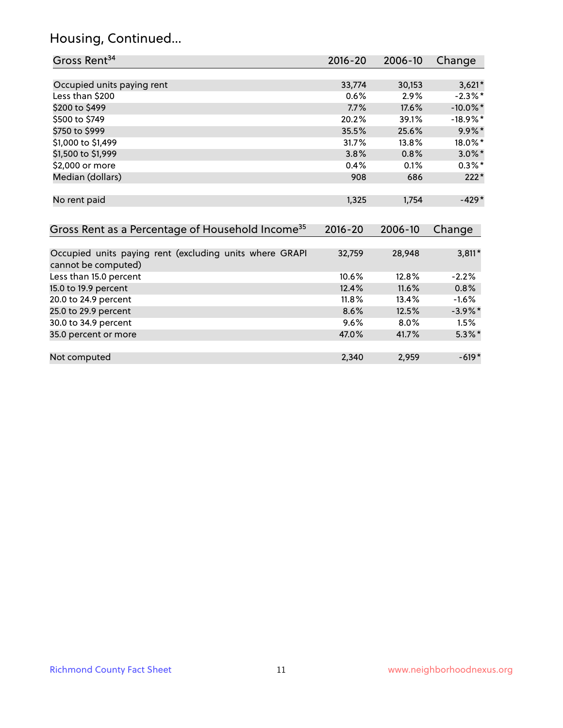## Housing, Continued...

| Gross Rent[34] | 2016-20 | 2006-10 | Change |
|---|---|---|---|
| Occupied units paying rent | 33,774 | 30,153 | 3,621* |
| Less than $200 | 0.6% | 2.9% | -2.3%* |
| $200 to $499 | 7.7% | 17.6% | -10.0%* |
| $500 to $749 | 20.2% | 39.1% | -18.9%* |
| $750 to $999 | 35.5% | 25.6% | 9.9%* |
| $1,000 to $1,499 | 31.7% | 13.8% | 18.0%* |
| $1,500 to $1,999 | 3.8% | 0.8% | 3.0%* |
| $2,000 or more | 0.4% | 0.1% | 0.3%* |
| Median (dollars) | 908 | 686 | 222* |
| No rent paid | 1,325 | 1,754 | -429* |

| Gross Rent as a Percentage of Household Income[35] | 2016-20 | 2006-10 | Change |
|---|---|---|---|
| Occupied units paying rent (excluding units where GRAPI cannot be computed) | 32,759 | 28,948 | 3,811* |
| Less than 15.0 percent | 10.6% | 12.8% | -2.2% |
| 15.0 to 19.9 percent | 12.4% | 11.6% | 0.8% |
| 20.0 to 24.9 percent | 11.8% | 13.4% | -1.6% |
| 25.0 to 29.9 percent | 8.6% | 12.5% | -3.9%* |
| 30.0 to 34.9 percent | 9.6% | 8.0% | 1.5% |
| 35.0 percent or more | 47.0% | 41.7% | 5.3%* |
| Not computed | 2,340 | 2,959 | -619* |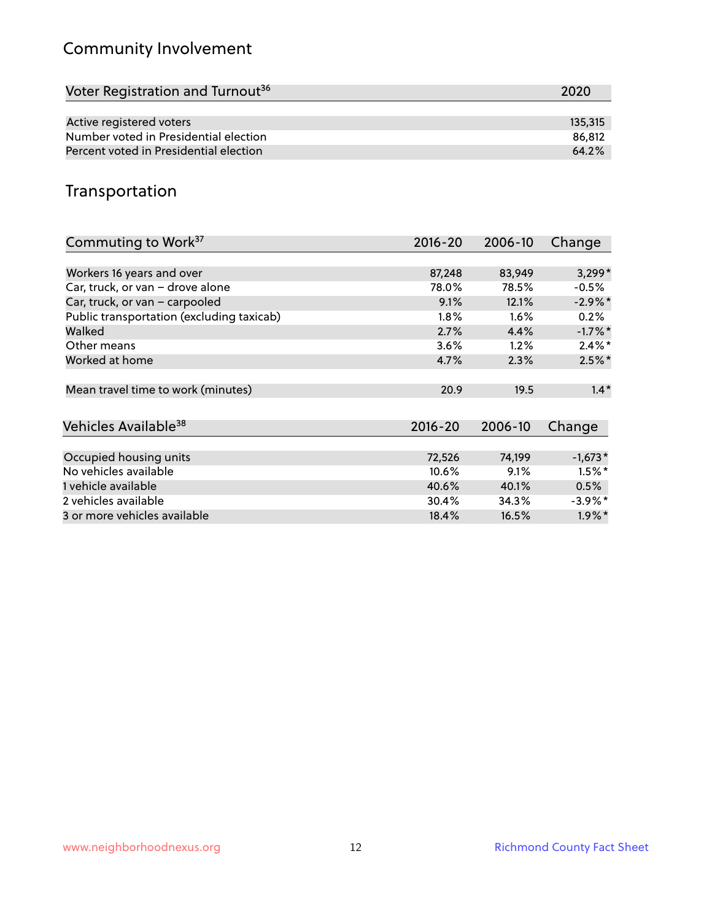## Community Involvement

| Voter Registration and Turnout[36] | 2020 |
|---|---|
| Active registered voters | 135,315 |
| Number voted in Presidential election | 86,812 |
| Percent voted in Presidential election | 64.2% |

## Transportation

| Commuting to Work[37] | 2016-20 | 2006-10 | Change |
|---|---|---|---|
| Workers 16 years and over | 87,248 | 83,949 | 3,299* |
| Car, truck, or van – drove alone | 78.0% | 78.5% | -0.5% |
| Car, truck, or van – carpooled | 9.1% | 12.1% | -2.9%* |
| Public transportation (excluding taxicab) | 1.8% | 1.6% | 0.2% |
| Walked | 2.7% | 4.4% | -1.7%* |
| Other means | 3.6% | 1.2% | 2.4%* |
| Worked at home | 4.7% | 2.3% | 2.5%* |
| Mean travel time to work (minutes) | 20.9 | 19.5 | 1.4* |

| Vehicles Available[38] | 2016-20 | 2006-10 | Change |
|---|---|---|---|
| Occupied housing units | 72,526 | 74,199 | -1,673* |
| No vehicles available | 10.6% | 9.1% | 1.5%* |
| 1 vehicle available | 40.6% | 40.1% | 0.5% |
| 2 vehicles available | 30.4% | 34.3% | -3.9%* |
| 3 or more vehicles available | 18.4% | 16.5% | 1.9%* |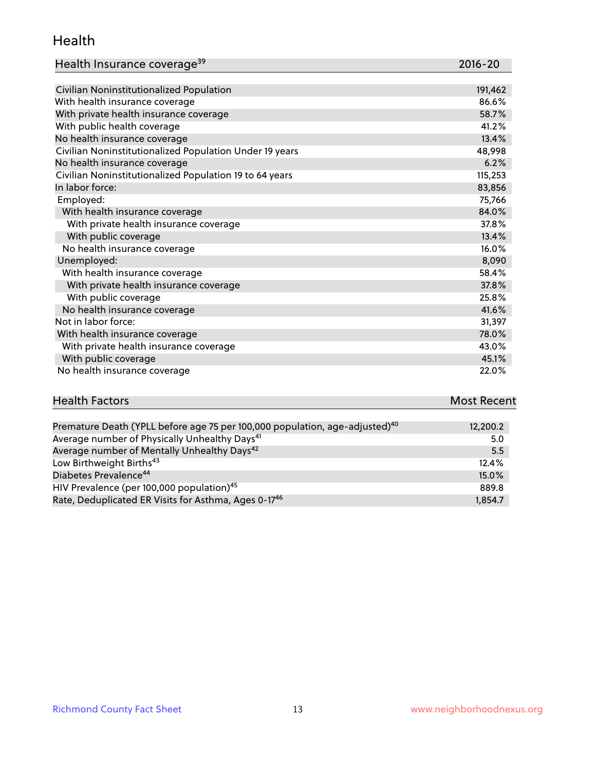## Health

| Health Insurance coverage[39] | 2016-20 |
| --- | --- |
| Civilian Noninstitutionalized Population | 191,462 |
| With health insurance coverage | 86.6% |
| With private health insurance coverage | 58.7% |
| With public health coverage | 41.2% |
| No health insurance coverage | 13.4% |
| Civilian Noninstitutionalized Population Under 19 years | 48,998 |
| No health insurance coverage | 6.2% |
| Civilian Noninstitutionalized Population 19 to 64 years | 115,253 |
| In labor force: | 83,856 |
| Employed: | 75,766 |
| With health insurance coverage | 84.0% |
| With private health insurance coverage | 37.8% |
| With public coverage | 13.4% |
| No health insurance coverage | 16.0% |
| Unemployed: | 8,090 |
| With health insurance coverage | 58.4% |
| With private health insurance coverage | 37.8% |
| With public coverage | 25.8% |
| No health insurance coverage | 41.6% |
| Not in labor force: | 31,397 |
| With health insurance coverage | 78.0% |
| With private health insurance coverage | 43.0% |
| With public coverage | 45.1% |
| No health insurance coverage | 22.0% |

| Health Factors | Most Recent |
| --- | --- |
| Premature Death (YPLL before age 75 per 100,000 population, age-adjusted)[40] | 12,200.2 |
| Average number of Physically Unhealthy Days[41] | 5.0 |
| Average number of Mentally Unhealthy Days[42] | 5.5 |
| Low Birthweight Births[43] | 12.4% |
| Diabetes Prevalence[44] | 15.0% |
| HIV Prevalence (per 100,000 population)[45] | 889.8 |
| Rate, Deduplicated ER Visits for Asthma, Ages 0-17[46] | 1,854.7 |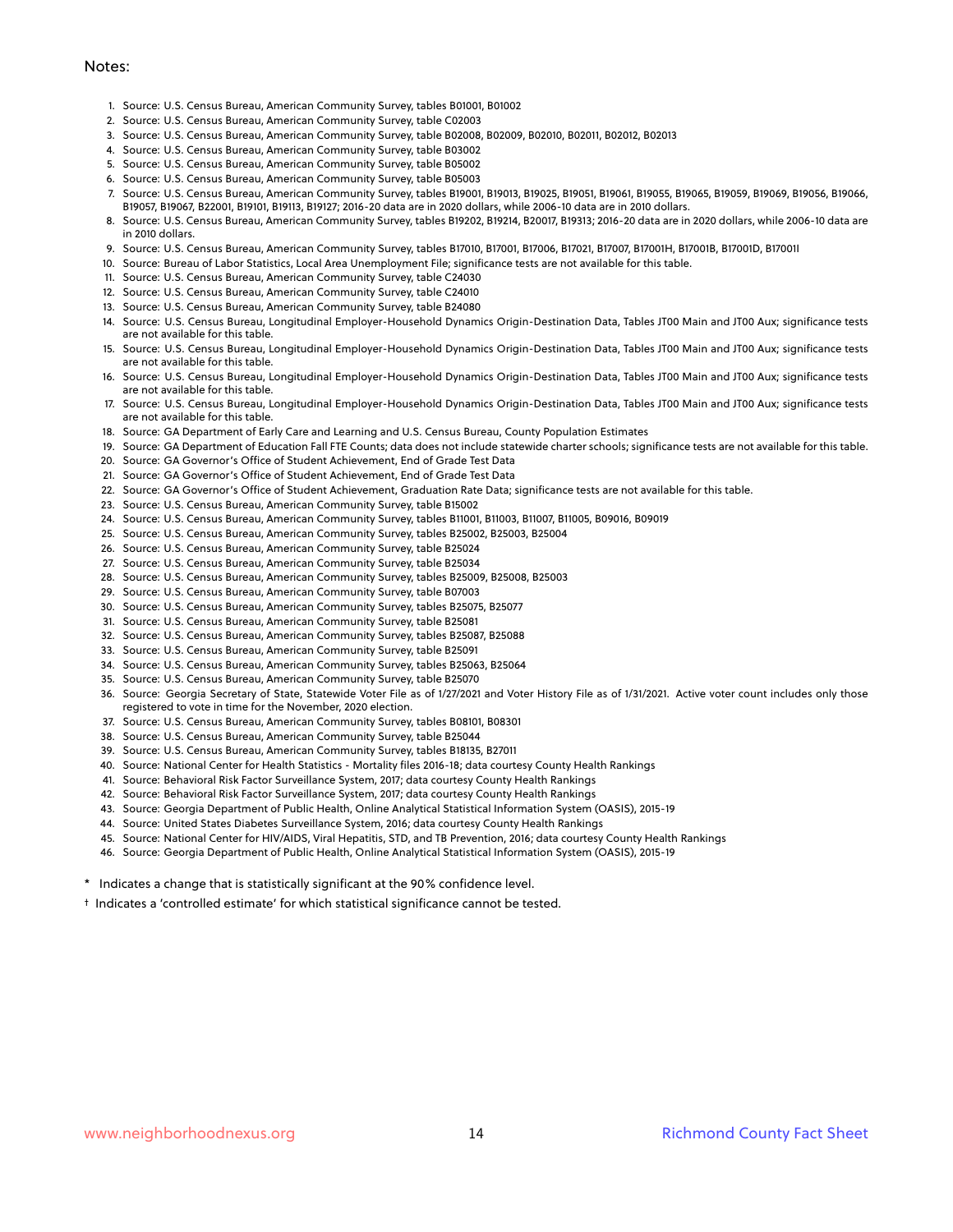Notes:

1. Source: U.S. Census Bureau, American Community Survey, tables B01001, B01002
2. Source: U.S. Census Bureau, American Community Survey, table C02003
3. Source: U.S. Census Bureau, American Community Survey, table B02008, B02009, B02010, B02011, B02012, B02013
4. Source: U.S. Census Bureau, American Community Survey, table B03002
5. Source: U.S. Census Bureau, American Community Survey, table B05002
6. Source: U.S. Census Bureau, American Community Survey, table B05003
7. Source: U.S. Census Bureau, American Community Survey, tables B19001, B19013, B19025, B19051, B19061, B19055, B19065, B19059, B19069, B19056, B19066, B19057, B19067, B22001, B19101, B19113, B19127; 2016-20 data are in 2020 dollars, while 2006-10 data are in 2010 dollars.
8. Source: U.S. Census Bureau, American Community Survey, tables B19202, B19214, B20017, B19313; 2016-20 data are in 2020 dollars, while 2006-10 data are in 2010 dollars.
9. Source: U.S. Census Bureau, American Community Survey, tables B17010, B17001, B17006, B17021, B17007, B17001H, B17001B, B17001D, B17001I
10. Source: Bureau of Labor Statistics, Local Area Unemployment File; significance tests are not available for this table.
11. Source: U.S. Census Bureau, American Community Survey, table C24030
12. Source: U.S. Census Bureau, American Community Survey, table C24010
13. Source: U.S. Census Bureau, American Community Survey, table B24080
14. Source: U.S. Census Bureau, Longitudinal Employer-Household Dynamics Origin-Destination Data, Tables JT00 Main and JT00 Aux; significance tests are not available for this table.
15. Source: U.S. Census Bureau, Longitudinal Employer-Household Dynamics Origin-Destination Data, Tables JT00 Main and JT00 Aux; significance tests are not available for this table.
16. Source: U.S. Census Bureau, Longitudinal Employer-Household Dynamics Origin-Destination Data, Tables JT00 Main and JT00 Aux; significance tests are not available for this table.
17. Source: U.S. Census Bureau, Longitudinal Employer-Household Dynamics Origin-Destination Data, Tables JT00 Main and JT00 Aux; significance tests are not available for this table.
18. Source: GA Department of Early Care and Learning and U.S. Census Bureau, County Population Estimates
19. Source: GA Department of Education Fall FTE Counts; data does not include statewide charter schools; significance tests are not available for this table.
20. Source: GA Governor's Office of Student Achievement, End of Grade Test Data
21. Source: GA Governor's Office of Student Achievement, End of Grade Test Data
22. Source: GA Governor's Office of Student Achievement, Graduation Rate Data; significance tests are not available for this table.
23. Source: U.S. Census Bureau, American Community Survey, table B15002
24. Source: U.S. Census Bureau, American Community Survey, tables B11001, B11003, B11007, B11005, B09016, B09019
25. Source: U.S. Census Bureau, American Community Survey, tables B25002, B25003, B25004
26. Source: U.S. Census Bureau, American Community Survey, table B25024
27. Source: U.S. Census Bureau, American Community Survey, table B25034
28. Source: U.S. Census Bureau, American Community Survey, tables B25009, B25008, B25003
29. Source: U.S. Census Bureau, American Community Survey, table B07003
30. Source: U.S. Census Bureau, American Community Survey, tables B25075, B25077
31. Source: U.S. Census Bureau, American Community Survey, table B25081
32. Source: U.S. Census Bureau, American Community Survey, tables B25087, B25088
33. Source: U.S. Census Bureau, American Community Survey, table B25091
34. Source: U.S. Census Bureau, American Community Survey, tables B25063, B25064
35. Source: U.S. Census Bureau, American Community Survey, table B25070
36. Source: Georgia Secretary of State, Statewide Voter File as of 1/27/2021 and Voter History File as of 1/31/2021. Active voter count includes only those registered to vote in time for the November, 2020 election.
37. Source: U.S. Census Bureau, American Community Survey, tables B08101, B08301
38. Source: U.S. Census Bureau, American Community Survey, table B25044
39. Source: U.S. Census Bureau, American Community Survey, tables B18135, B27011
40. Source: National Center for Health Statistics - Mortality files 2016-18; data courtesy County Health Rankings
41. Source: Behavioral Risk Factor Surveillance System, 2017; data courtesy County Health Rankings
42. Source: Behavioral Risk Factor Surveillance System, 2017; data courtesy County Health Rankings
43. Source: Georgia Department of Public Health, Online Analytical Statistical Information System (OASIS), 2015-19
44. Source: United States Diabetes Surveillance System, 2016; data courtesy County Health Rankings
45. Source: National Center for HIV/AIDS, Viral Hepatitis, STD, and TB Prevention, 2016; data courtesy County Health Rankings
46. Source: Georgia Department of Public Health, Online Analytical Statistical Information System (OASIS), 2015-19

\* Indicates a change that is statistically significant at the 90% confidence level.

† Indicates a 'controlled estimate' for which statistical significance cannot be tested.